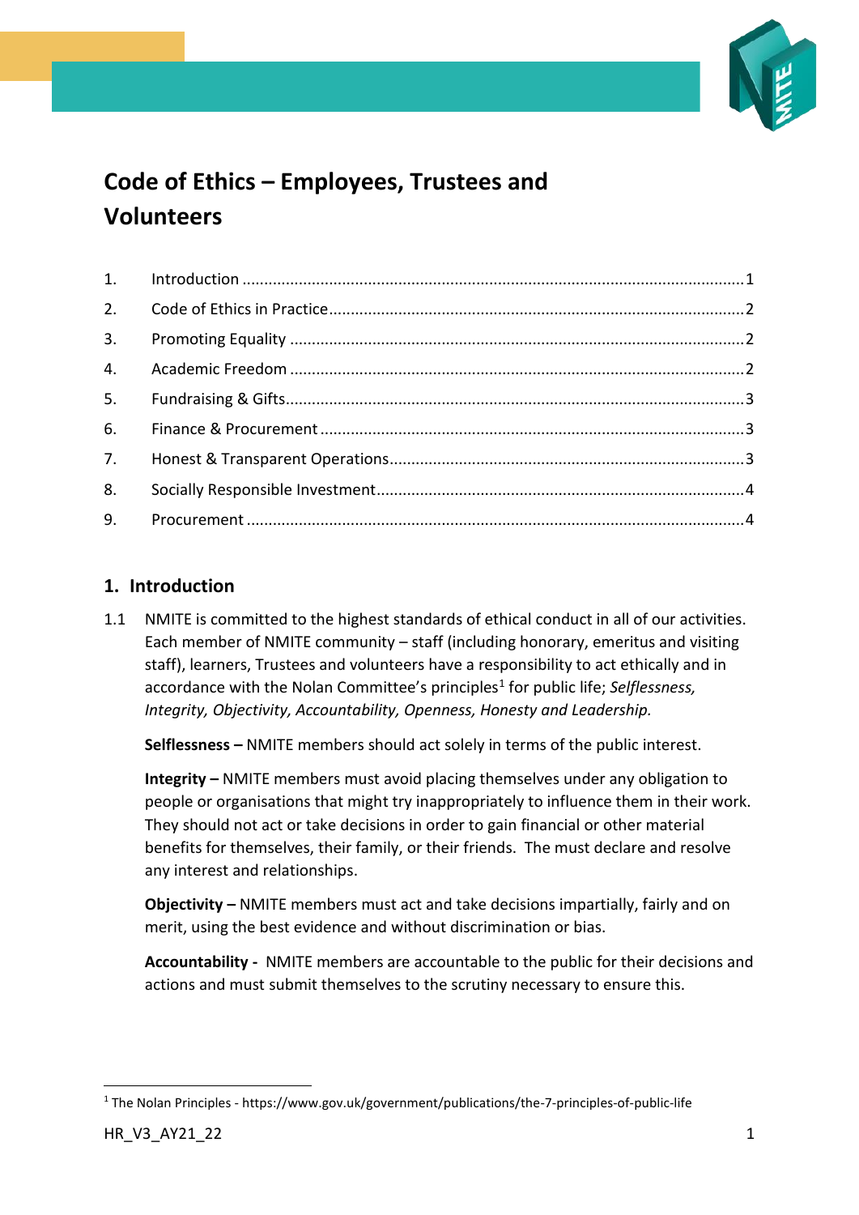# Code of Ethics – Employees, Trustees and Volunteers

| | | |
|---|---|---|
| 1. | Introduction | 1 |
| 2. | Code of Ethics in Practice | 2 |
| 3. | Promoting Equality | 2 |
| 4. | Academic Freedom | 2 |
| 5. | Fundraising & Gifts | 3 |
| 6. | Finance & Procurement | 3 |
| 7. | Honest & Transparent Operations | 3 |
| 8. | Socially Responsible Investment | 4 |
| 9. | Procurement | 4 |

## 1. Introduction

1.1 NMITE is committed to the highest standards of ethical conduct in all of our activities. Each member of NMITE community – staff (including honorary, emeritus and visiting staff), learners, Trustees and volunteers have a responsibility to act ethically and in accordance with the Nolan Committee's principles[1] for public life; *Selflessness, Integrity, Objectivity, Accountability, Openness, Honesty and Leadership.*

**Selflessness –** NMITE members should act solely in terms of the public interest.

**Integrity –** NMITE members must avoid placing themselves under any obligation to people or organisations that might try inappropriately to influence them in their work. They should not act or take decisions in order to gain financial or other material benefits for themselves, their family, or their friends. The must declare and resolve any interest and relationships.

**Objectivity –** NMITE members must act and take decisions impartially, fairly and on merit, using the best evidence and without discrimination or bias.

**Accountability -** NMITE members are accountable to the public for their decisions and actions and must submit themselves to the scrutiny necessary to ensure this.

[1] The Nolan Principles - https://www.gov.uk/government/publications/the-7-principles-of-public-life

HR_V3_AY21_22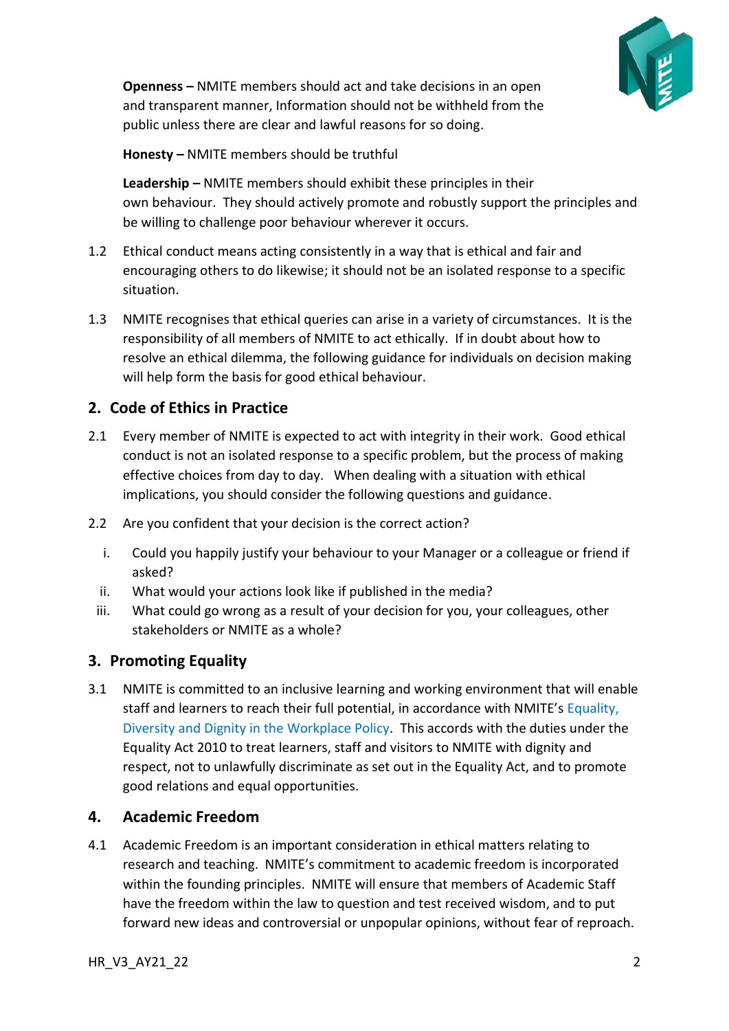**Openness –** NMITE members should act and take decisions in an open and transparent manner, Information should not be withheld from the public unless there are clear and lawful reasons for so doing.

**Honesty –** NMITE members should be truthful

**Leadership –** NMITE members should exhibit these principles in their own behaviour. They should actively promote and robustly support the principles and be willing to challenge poor behaviour wherever it occurs.

1.2 Ethical conduct means acting consistently in a way that is ethical and fair and encouraging others to do likewise; it should not be an isolated response to a specific situation.

1.3 NMITE recognises that ethical queries can arise in a variety of circumstances. It is the responsibility of all members of NMITE to act ethically. If in doubt about how to resolve an ethical dilemma, the following guidance for individuals on decision making will help form the basis for good ethical behaviour.

## 2. Code of Ethics in Practice

2.1 Every member of NMITE is expected to act with integrity in their work. Good ethical conduct is not an isolated response to a specific problem, but the process of making effective choices from day to day. When dealing with a situation with ethical implications, you should consider the following questions and guidance.

2.2 Are you confident that your decision is the correct action?

i. Could you happily justify your behaviour to your Manager or a colleague or friend if asked?
ii. What would your actions look like if published in the media?
iii. What could go wrong as a result of your decision for you, your colleagues, other stakeholders or NMITE as a whole?

## 3. Promoting Equality

3.1 NMITE is committed to an inclusive learning and working environment that will enable staff and learners to reach their full potential, in accordance with NMITE's Equality, Diversity and Dignity in the Workplace Policy. This accords with the duties under the Equality Act 2010 to treat learners, staff and visitors to NMITE with dignity and respect, not to unlawfully discriminate as set out in the Equality Act, and to promote good relations and equal opportunities.

## 4. Academic Freedom

4.1 Academic Freedom is an important consideration in ethical matters relating to research and teaching. NMITE's commitment to academic freedom is incorporated within the founding principles. NMITE will ensure that members of Academic Staff have the freedom within the law to question and test received wisdom, and to put forward new ideas and controversial or unpopular opinions, without fear of reproach.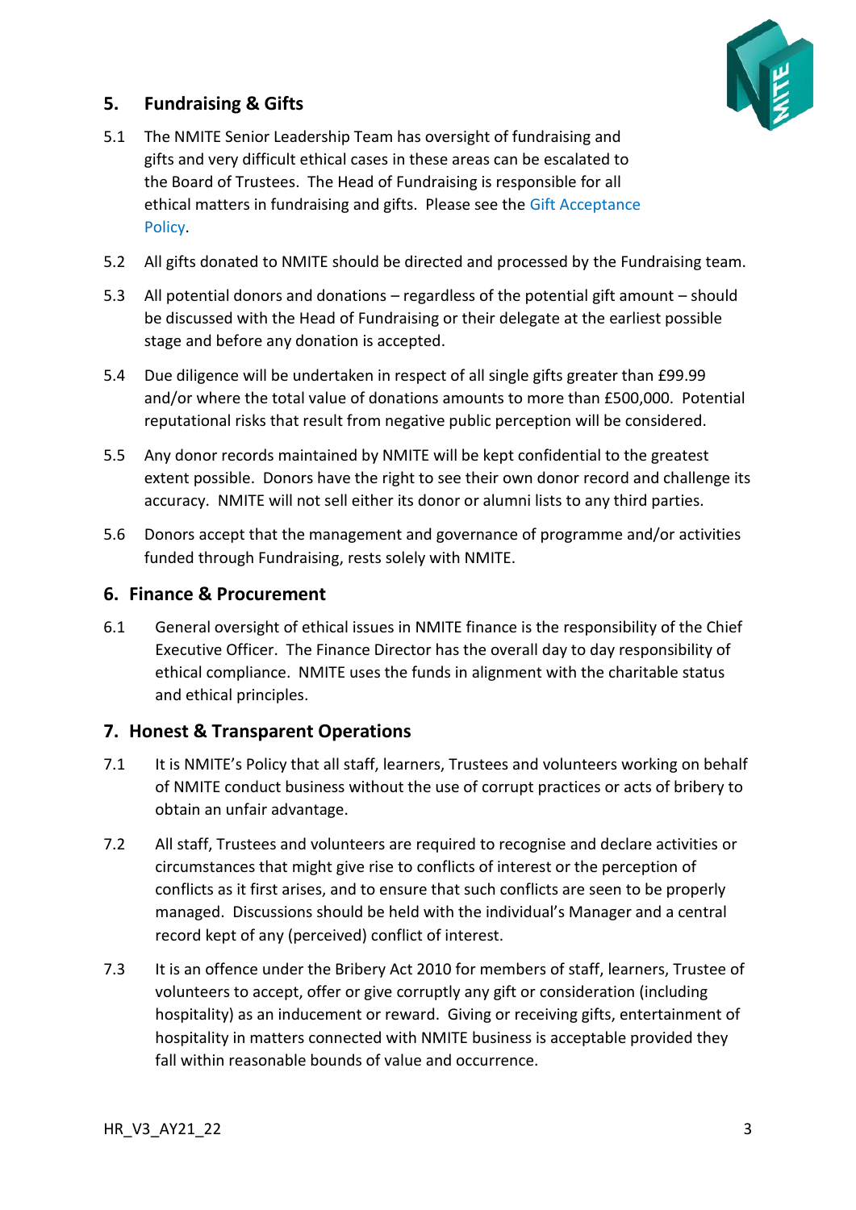## 5. Fundraising & Gifts

5.1 The NMITE Senior Leadership Team has oversight of fundraising and gifts and very difficult ethical cases in these areas can be escalated to the Board of Trustees. The Head of Fundraising is responsible for all ethical matters in fundraising and gifts. Please see the Gift Acceptance Policy.

5.2 All gifts donated to NMITE should be directed and processed by the Fundraising team.

5.3 All potential donors and donations – regardless of the potential gift amount – should be discussed with the Head of Fundraising or their delegate at the earliest possible stage and before any donation is accepted.

5.4 Due diligence will be undertaken in respect of all single gifts greater than £99.99 and/or where the total value of donations amounts to more than £500,000. Potential reputational risks that result from negative public perception will be considered.

5.5 Any donor records maintained by NMITE will be kept confidential to the greatest extent possible. Donors have the right to see their own donor record and challenge its accuracy. NMITE will not sell either its donor or alumni lists to any third parties.

5.6 Donors accept that the management and governance of programme and/or activities funded through Fundraising, rests solely with NMITE.

## 6. Finance & Procurement

6.1 General oversight of ethical issues in NMITE finance is the responsibility of the Chief Executive Officer. The Finance Director has the overall day to day responsibility of ethical compliance. NMITE uses the funds in alignment with the charitable status and ethical principles.

## 7. Honest & Transparent Operations

7.1 It is NMITE's Policy that all staff, learners, Trustees and volunteers working on behalf of NMITE conduct business without the use of corrupt practices or acts of bribery to obtain an unfair advantage.

7.2 All staff, Trustees and volunteers are required to recognise and declare activities or circumstances that might give rise to conflicts of interest or the perception of conflicts as it first arises, and to ensure that such conflicts are seen to be properly managed. Discussions should be held with the individual's Manager and a central record kept of any (perceived) conflict of interest.

7.3 It is an offence under the Bribery Act 2010 for members of staff, learners, Trustee of volunteers to accept, offer or give corruptly any gift or consideration (including hospitality) as an inducement or reward. Giving or receiving gifts, entertainment of hospitality in matters connected with NMITE business is acceptable provided they fall within reasonable bounds of value and occurrence.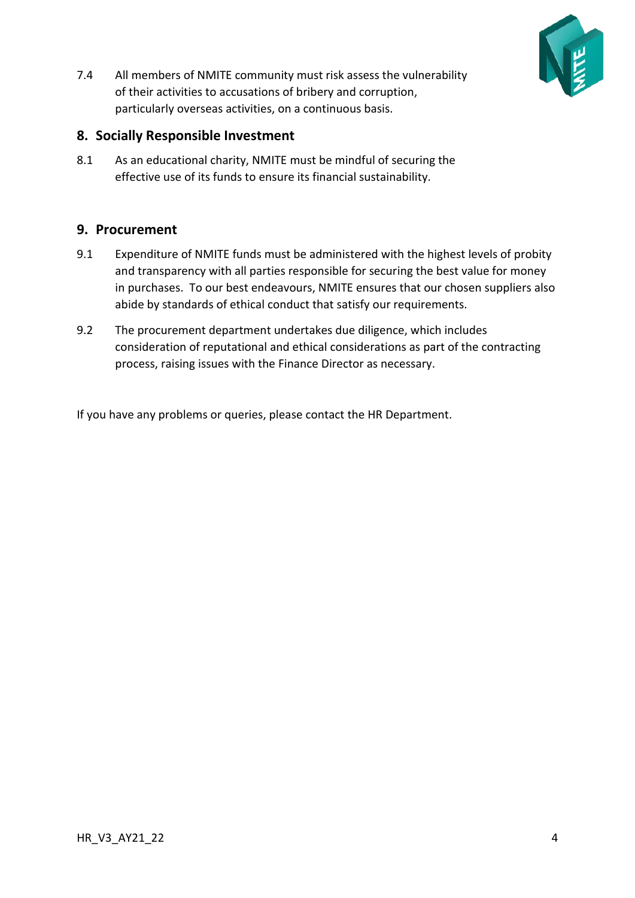7.4 All members of NMITE community must risk assess the vulnerability of their activities to accusations of bribery and corruption, particularly overseas activities, on a continuous basis.

## 8. Socially Responsible Investment

8.1 As an educational charity, NMITE must be mindful of securing the effective use of its funds to ensure its financial sustainability.

## 9. Procurement

9.1 Expenditure of NMITE funds must be administered with the highest levels of probity and transparency with all parties responsible for securing the best value for money in purchases. To our best endeavours, NMITE ensures that our chosen suppliers also abide by standards of ethical conduct that satisfy our requirements.

9.2 The procurement department undertakes due diligence, which includes consideration of reputational and ethical considerations as part of the contracting process, raising issues with the Finance Director as necessary.

If you have any problems or queries, please contact the HR Department.